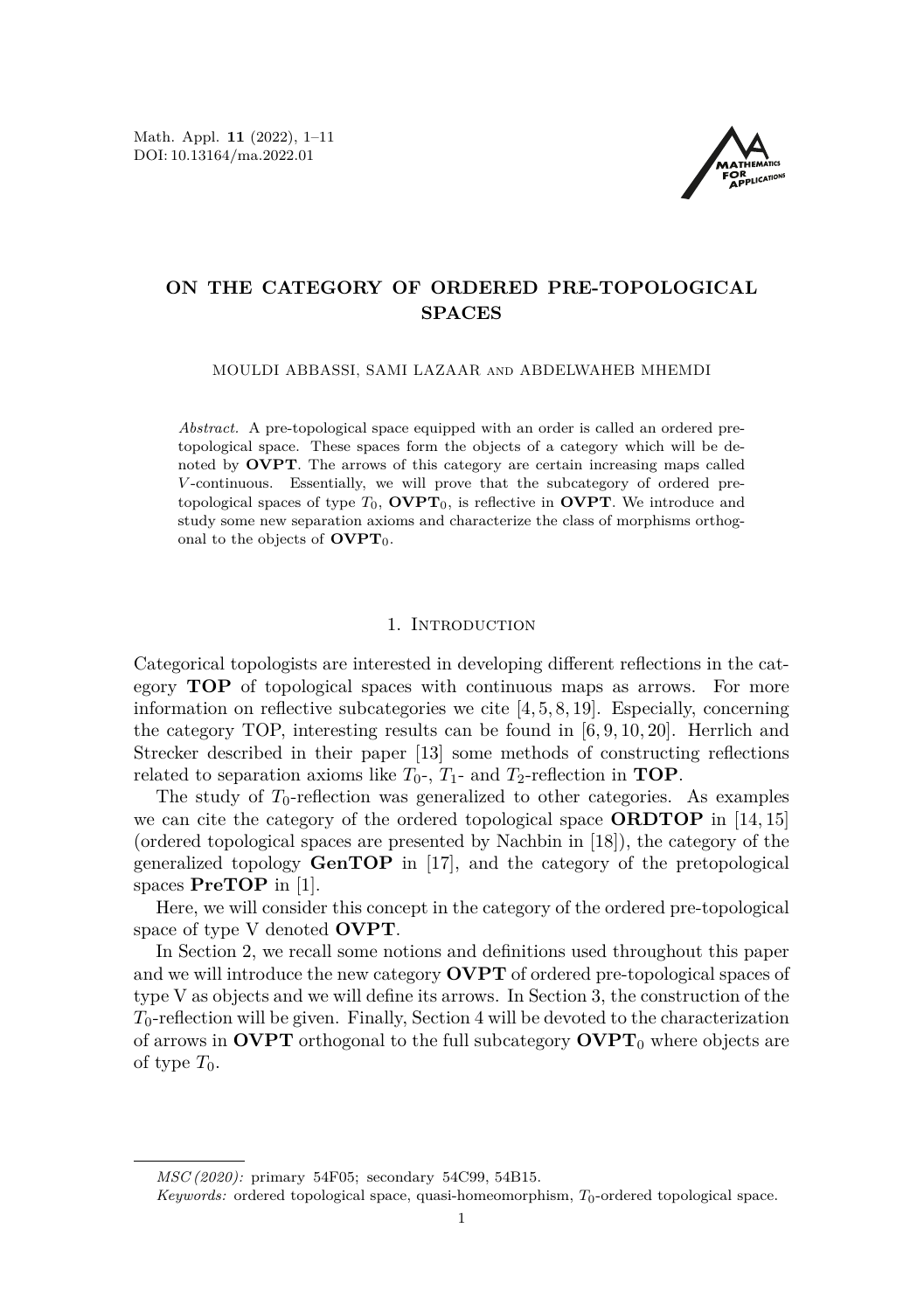# ON THE CATEGORY OF ORDERED PRE-TOPOLOGICAL SPACES

MOULDI ABBASSI, SAMI LAZAAR and ABDELWAHEB MHEMDI

*Abstract.* A pre-topological space equipped with an order is called an ordered pre-topological space. These spaces form the objects of a category which will be denoted by **OVPT**. The arrows of this category are certain increasing maps called $V$-continuous. Essentially, we will prove that the subcategory of ordered pre-topological spaces of type $T_0$, $\mathbf{OVPT}_0$, is reflective in **OVPT**. We introduce and study some new separation axioms and characterize the class of morphisms orthogonal to the objects of $\mathbf{OVPT}_0$.

## 1. Introduction

Categorical topologists are interested in developing different reflections in the category **TOP** of topological spaces with continuous maps as arrows. For more information on reflective subcategories we cite [4, 5, 8, 19]. Especially, concerning the category TOP, interesting results can be found in [6, 9, 10, 20]. Herrlich and Strecker described in their paper [13] some methods of constructing reflections related to separation axioms like $T_0$-, $T_1$- and $T_2$-reflection in **TOP**.

The study of $T_0$-reflection was generalized to other categories. As examples we can cite the category of the ordered topological space **ORDTOP** in [14, 15] (ordered topological spaces are presented by Nachbin in [18]), the category of the generalized topology **GenTOP** in [17], and the category of the pretopological spaces **PreTOP** in [1].

Here, we will consider this concept in the category of the ordered pre-topological space of type V denoted **OVPT**.

In Section 2, we recall some notions and definitions used throughout this paper and we will introduce the new category **OVPT** of ordered pre-topological spaces of type V as objects and we will define its arrows. In Section 3, the construction of the $T_0$-reflection will be given. Finally, Section 4 will be devoted to the characterization of arrows in **OVPT** orthogonal to the full subcategory $\mathbf{OVPT}_0$ where objects are of type $T_0$.

---

*MSC (2020):* primary 54F05; secondary 54C99, 54B15.

*Keywords:* ordered topological space, quasi-homeomorphism, $T_0$-ordered topological space.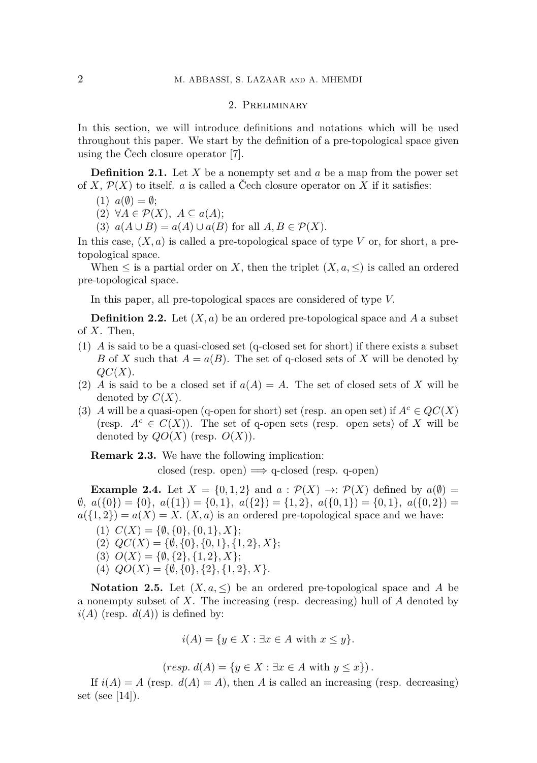## 2. Preliminary

In this section, we will introduce definitions and notations which will be used throughout this paper. We start by the definition of a pre-topological space given using the Čech closure operator [7].

**Definition 2.1.** Let $X$ be a nonempty set and $a$ be a map from the power set of $X$, $\mathcal{P}(X)$ to itself. $a$ is called a Čech closure operator on $X$ if it satisfies:

1. $a(\emptyset) = \emptyset$;
2. $\forall A \in \mathcal{P}(X),\ A \subseteq a(A)$;
3. $a(A \cup B) = a(A) \cup a(B)$ for all $A, B \in \mathcal{P}(X)$.

In this case, $(X, a)$ is called a pre-topological space of type $V$ or, for short, a pre-topological space.

When $\leq$ is a partial order on $X$, then the triplet $(X, a, \leq)$ is called an ordered pre-topological space.

In this paper, all pre-topological spaces are considered of type $V$.

**Definition 2.2.** Let $(X, a)$ be an ordered pre-topological space and $A$ a subset of $X$. Then,

1. $A$ is said to be a quasi-closed set (q-closed set for short) if there exists a subset $B$ of $X$ such that $A = a(B)$. The set of q-closed sets of $X$ will be denoted by $QC(X)$.
2. $A$ is said to be a closed set if $a(A) = A$. The set of closed sets of $X$ will be denoted by $C(X)$.
3. $A$ will be a quasi-open (q-open for short) set (resp. an open set) if $A^c \in QC(X)$ (resp. $A^c \in C(X)$). The set of q-open sets (resp. open sets) of $X$ will be denoted by $QO(X)$ (resp. $O(X)$).

**Remark 2.3.** We have the following implication:

$$\text{closed (resp. open)} \Longrightarrow \text{q-closed (resp. q-open)}$$

**Example 2.4.** Let $X = \{0, 1, 2\}$ and $a : \mathcal{P}(X) \to: \mathcal{P}(X)$ defined by $a(\emptyset) = \emptyset,\ a(\{0\}) = \{0\},\ a(\{1\}) = \{0, 1\},\ a(\{2\}) = \{1, 2\},\ a(\{0, 1\}) = \{0, 1\},\ a(\{0, 2\}) = a(\{1, 2\}) = a(X) = X$. $(X, a)$ is an ordered pre-topological space and we have:

1. $C(X) = \{\emptyset, \{0\}, \{0, 1\}, X\}$;
2. $QC(X) = \{\emptyset, \{0\}, \{0, 1\}, \{1, 2\}, X\}$;
3. $O(X) = \{\emptyset, \{2\}, \{1, 2\}, X\}$;
4. $QO(X) = \{\emptyset, \{0\}, \{2\}, \{1, 2\}, X\}$.

**Notation 2.5.** Let $(X, a, \leq)$ be an ordered pre-topological space and $A$ be a nonempty subset of $X$. The increasing (resp. decreasing) hull of $A$ denoted by $i(A)$ (resp. $d(A)$) is defined by:

$$i(A) = \{y \in X : \exists x \in A \text{ with } x \leq y\}.$$

$$(resp.\ d(A) = \{y \in X : \exists x \in A \text{ with } y \leq x\}).$$

If $i(A) = A$ (resp. $d(A) = A$), then $A$ is called an increasing (resp. decreasing) set (see [14]).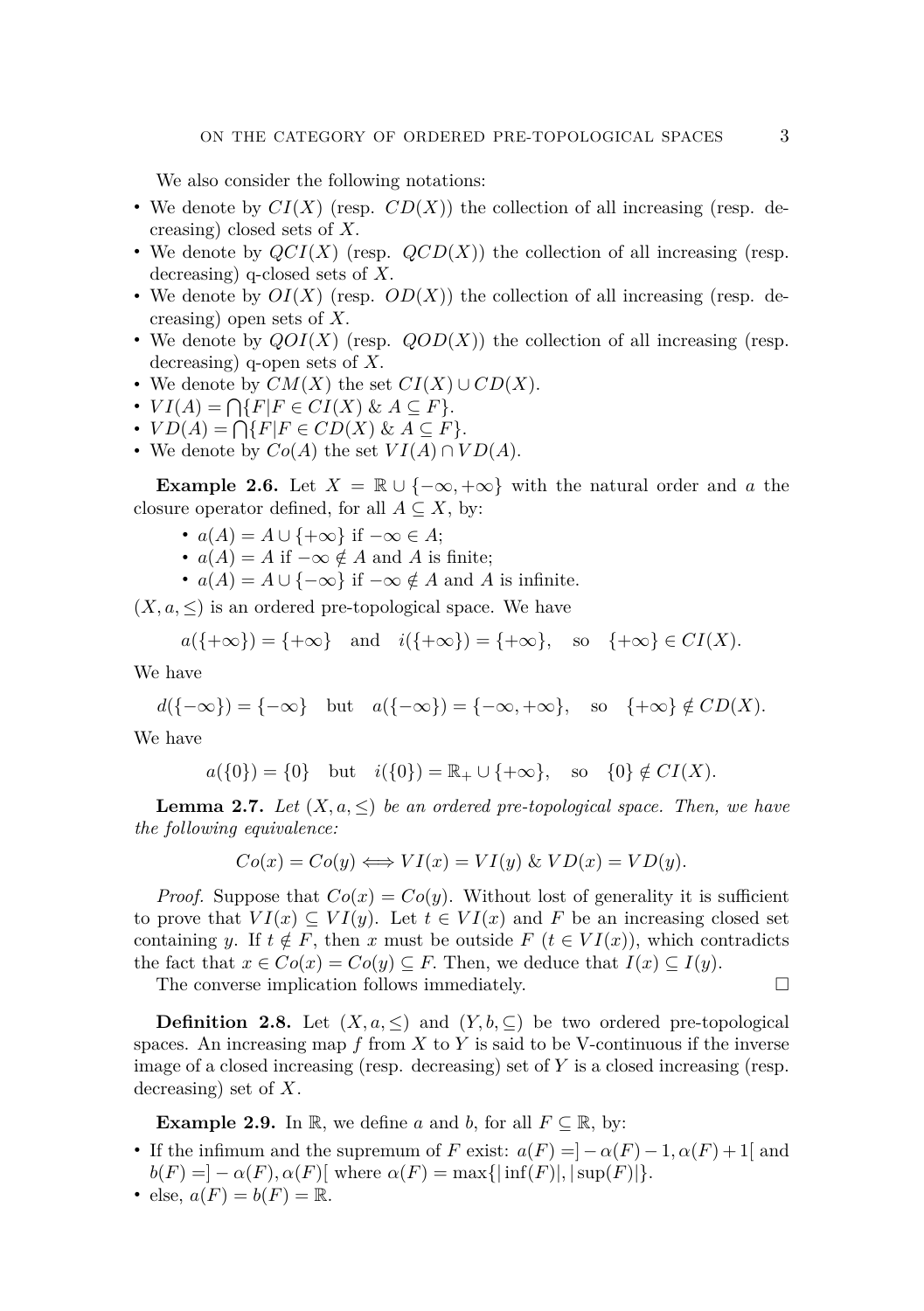We also consider the following notations:

- We denote by $CI(X)$ (resp. $CD(X)$) the collection of all increasing (resp. decreasing) closed sets of $X$.
- We denote by $QCI(X)$ (resp. $QCD(X)$) the collection of all increasing (resp. decreasing) q-closed sets of $X$.
- We denote by $OI(X)$ (resp. $OD(X)$) the collection of all increasing (resp. decreasing) open sets of $X$.
- We denote by $QOI(X)$ (resp. $QOD(X)$) the collection of all increasing (resp. decreasing) q-open sets of $X$.
- We denote by $CM(X)$ the set $CI(X) \cup CD(X)$.
- $VI(A) = \bigcap\{F | F \in CI(X) \ \&\ A \subseteq F\}$.
- $VD(A) = \bigcap\{F | F \in CD(X) \ \&\ A \subseteq F\}$.
- We denote by $Co(A)$ the set $VI(A) \cap VD(A)$.

**Example 2.6.** Let $X = \mathbb{R} \cup \{-\infty, +\infty\}$ with the natural order and $a$ the closure operator defined, for all $A \subseteq X$, by:

- $a(A) = A \cup \{+\infty\}$ if $-\infty \in A$;
- $a(A) = A$ if $-\infty \notin A$ and $A$ is finite;
- $a(A) = A \cup \{-\infty\}$ if $-\infty \notin A$ and $A$ is infinite.

$(X, a, \leq)$ is an ordered pre-topological space. We have

$$a(\{+\infty\}) = \{+\infty\} \quad \text{and} \quad i(\{+\infty\}) = \{+\infty\}, \quad \text{so} \quad \{+\infty\} \in CI(X).$$

We have

$$d(\{-\infty\}) = \{-\infty\} \quad \text{but} \quad a(\{-\infty\}) = \{-\infty, +\infty\}, \quad \text{so} \quad \{+\infty\} \notin CD(X).$$

We have

$$a(\{0\}) = \{0\} \quad \text{but} \quad i(\{0\}) = \mathbb{R}_+ \cup \{+\infty\}, \quad \text{so} \quad \{0\} \notin CI(X).$$

**Lemma 2.7.** *Let $(X, a, \leq)$ be an ordered pre-topological space. Then, we have the following equivalence:*

$$Co(x) = Co(y) \Longleftrightarrow VI(x) = VI(y) \ \&\ VD(x) = VD(y).$$

*Proof.* Suppose that $Co(x) = Co(y)$. Without lost of generality it is sufficient to prove that $VI(x) \subseteq VI(y)$. Let $t \in VI(x)$ and $F$ be an increasing closed set containing $y$. If $t \notin F$, then $x$ must be outside $F$ ($t \in VI(x)$), which contradicts the fact that $x \in Co(x) = Co(y) \subseteq F$. Then, we deduce that $I(x) \subseteq I(y)$.

The converse implication follows immediately. □

**Definition 2.8.** Let $(X, a, \leq)$ and $(Y, b, \subseteq)$ be two ordered pre-topological spaces. An increasing map $f$ from $X$ to $Y$ is said to be V-continuous if the inverse image of a closed increasing (resp. decreasing) set of $Y$ is a closed increasing (resp. decreasing) set of $X$.

**Example 2.9.** In $\mathbb{R}$, we define $a$ and $b$, for all $F \subseteq \mathbb{R}$, by:

- If the infimum and the supremum of $F$ exist: $a(F) = ]-\alpha(F) - 1, \alpha(F) + 1[$ and $b(F) = ]-\alpha(F), \alpha(F)[$ where $\alpha(F) = \max\{|\inf(F)|, |\sup(F)|\}$.
- else, $a(F) = b(F) = \mathbb{R}$.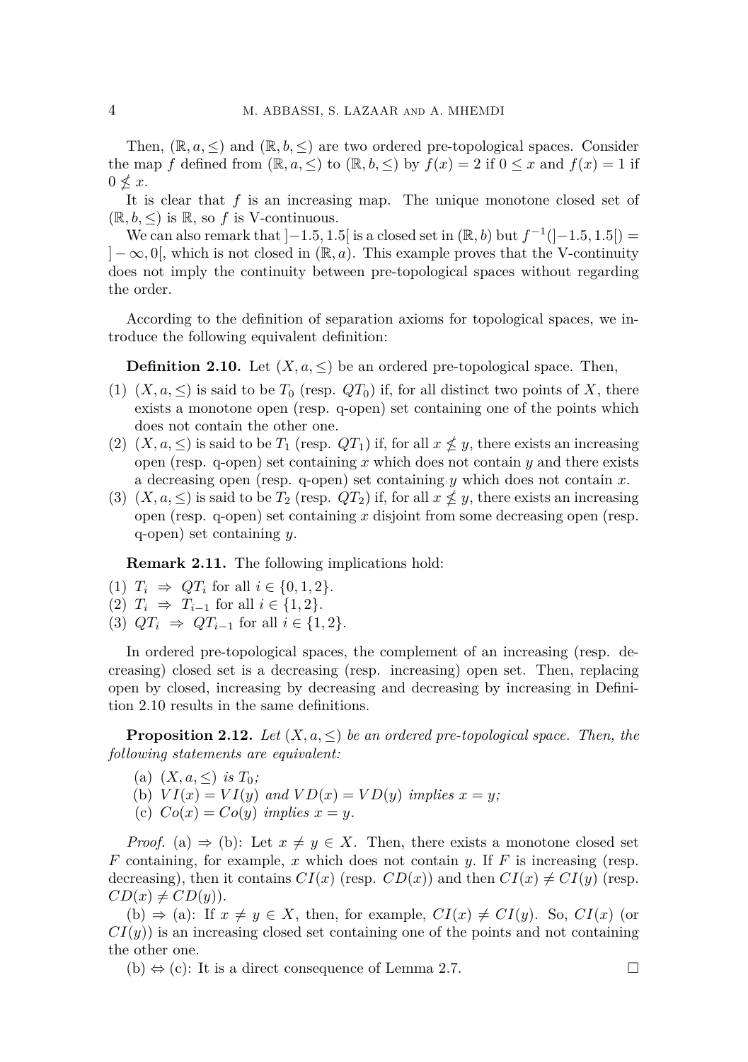Then, $(\mathbb{R}, a, \leq)$ and $(\mathbb{R}, b, \leq)$ are two ordered pre-topological spaces. Consider the map $f$ defined from $(\mathbb{R}, a, \leq)$ to $(\mathbb{R}, b, \leq)$ by $f(x) = 2$ if $0 \leq x$ and $f(x) = 1$ if $0 \nleq x$.

It is clear that $f$ is an increasing map. The unique monotone closed set of $(\mathbb{R}, b, \leq)$ is $\mathbb{R}$, so $f$ is V-continuous.

We can also remark that $]-1.5, 1.5[$ is a closed set in $(\mathbb{R}, b)$ but $f^{-1}(]-1.5, 1.5[) = ]-\infty, 0[$, which is not closed in $(\mathbb{R}, a)$. This example proves that the V-continuity does not imply the continuity between pre-topological spaces without regarding the order.

According to the definition of separation axioms for topological spaces, we introduce the following equivalent definition:

**Definition 2.10.** Let $(X, a, \leq)$ be an ordered pre-topological space. Then,

(1) $(X, a, \leq)$ is said to be $T_0$ (resp. $QT_0$) if, for all distinct two points of $X$, there exists a monotone open (resp. q-open) set containing one of the points which does not contain the other one.

(2) $(X, a, \leq)$ is said to be $T_1$ (resp. $QT_1$) if, for all $x \nleq y$, there exists an increasing open (resp. q-open) set containing $x$ which does not contain $y$ and there exists a decreasing open (resp. q-open) set containing $y$ which does not contain $x$.

(3) $(X, a, \leq)$ is said to be $T_2$ (resp. $QT_2$) if, for all $x \nleq y$, there exists an increasing open (resp. q-open) set containing $x$ disjoint from some decreasing open (resp. q-open) set containing $y$.

**Remark 2.11.** The following implications hold:

(1) $T_i \;\Rightarrow\; QT_i$ for all $i \in \{0, 1, 2\}$.

(2) $T_i \;\Rightarrow\; T_{i-1}$ for all $i \in \{1, 2\}$.

(3) $QT_i \;\Rightarrow\; QT_{i-1}$ for all $i \in \{1, 2\}$.

In ordered pre-topological spaces, the complement of an increasing (resp. decreasing) closed set is a decreasing (resp. increasing) open set. Then, replacing open by closed, increasing by decreasing and decreasing by increasing in Definition 2.10 results in the same definitions.

**Proposition 2.12.** *Let $(X, a, \leq)$ be an ordered pre-topological space. Then, the following statements are equivalent:*

(a) *$(X, a, \leq)$ is $T_0$;*

(b) *$VI(x) = VI(y)$ and $VD(x) = VD(y)$ implies $x = y$;*

(c) *$Co(x) = Co(y)$ implies $x = y$.*

*Proof.* (a) $\Rightarrow$ (b): Let $x \neq y \in X$. Then, there exists a monotone closed set $F$ containing, for example, $x$ which does not contain $y$. If $F$ is increasing (resp. decreasing), then it contains $CI(x)$ (resp. $CD(x)$) and then $CI(x) \neq CI(y)$ (resp. $CD(x) \neq CD(y)$).

(b) $\Rightarrow$ (a): If $x \neq y \in X$, then, for example, $CI(x) \neq CI(y)$. So, $CI(x)$ (or $CI(y)$) is an increasing closed set containing one of the points and not containing the other one.

(b) $\Leftrightarrow$ (c): It is a direct consequence of Lemma 2.7. $\square$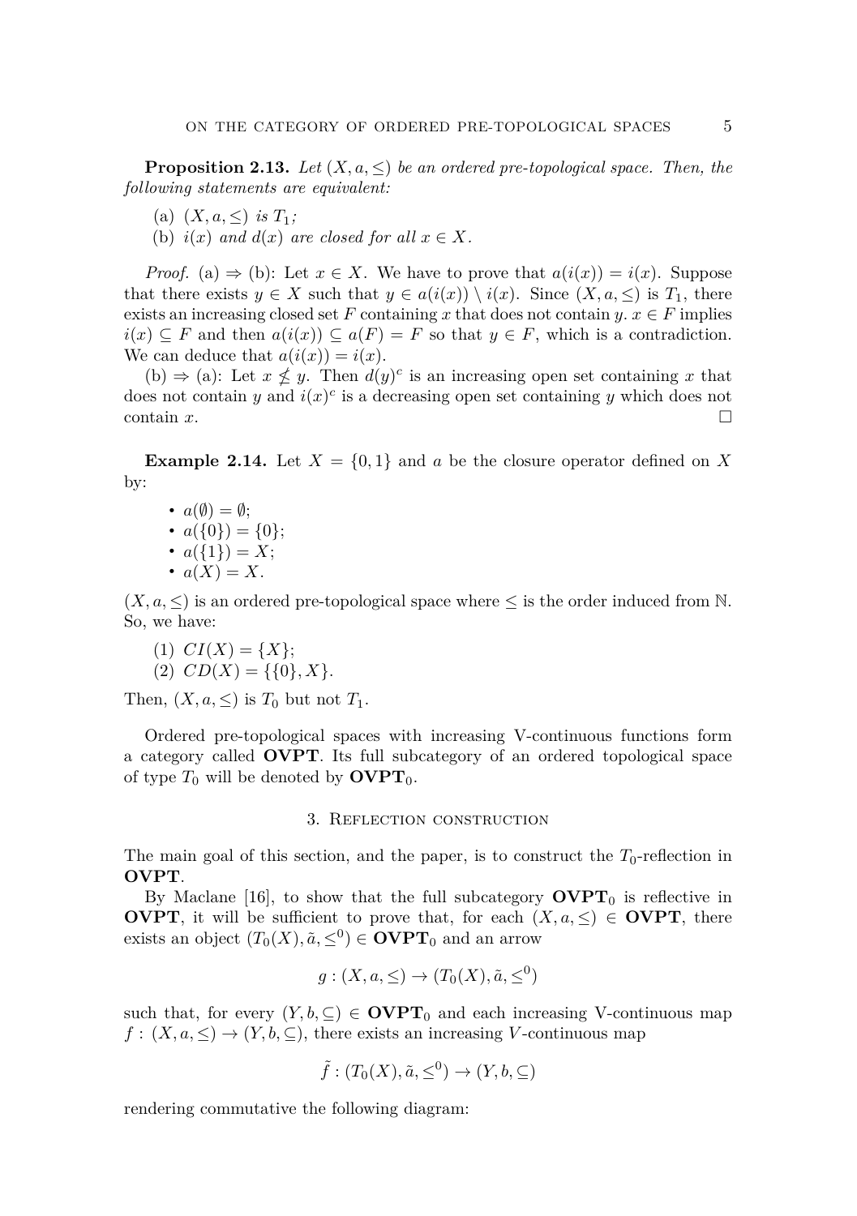**Proposition 2.13.** *Let $(X, a, \leq)$ be an ordered pre-topological space. Then, the following statements are equivalent:*

(a) *$(X, a, \leq)$ is $T_1$;*

(b) *$i(x)$ and $d(x)$ are closed for all $x \in X$.*

*Proof.* (a) $\Rightarrow$ (b): Let $x \in X$. We have to prove that $a(i(x)) = i(x)$. Suppose that there exists $y \in X$ such that $y \in a(i(x)) \setminus i(x)$. Since $(X, a, \leq)$ is $T_1$, there exists an increasing closed set $F$ containing $x$ that does not contain $y$. $x \in F$ implies $i(x) \subseteq F$ and then $a(i(x)) \subseteq a(F) = F$ so that $y \in F$, which is a contradiction. We can deduce that $a(i(x)) = i(x)$.

(b) $\Rightarrow$ (a): Let $x \nleq y$. Then $d(y)^c$ is an increasing open set containing $x$ that does not contain $y$ and $i(x)^c$ is a decreasing open set containing $y$ which does not contain $x$. $\square$

**Example 2.14.** Let $X = \{0, 1\}$ and $a$ be the closure operator defined on $X$ by:

- $a(\emptyset) = \emptyset$;
- $a(\{0\}) = \{0\}$;
- $a(\{1\}) = X$;
- $a(X) = X$.

$(X, a, \leq)$ is an ordered pre-topological space where $\leq$ is the order induced from $\mathbb{N}$. So, we have:

(1) $CI(X) = \{X\}$;

(2) $CD(X) = \{\{0\}, X\}$.

Then, $(X, a, \leq)$ is $T_0$ but not $T_1$.

Ordered pre-topological spaces with increasing V-continuous functions form a category called **OVPT**. Its full subcategory of an ordered topological space of type $T_0$ will be denoted by $\mathbf{OVPT}_0$.

## 3. Reflection construction

The main goal of this section, and the paper, is to construct the $T_0$-reflection in **OVPT**.

By Maclane [16], to show that the full subcategory $\mathbf{OVPT}_0$ is reflective in **OVPT**, it will be sufficient to prove that, for each $(X, a, \leq) \in$ **OVPT**, there exists an object $(T_0(X), \tilde{a}, \leq^0) \in \mathbf{OVPT}_0$ and an arrow

$$g : (X, a, \leq) \to (T_0(X), \tilde{a}, \leq^0)$$

such that, for every $(Y, b, \subseteq) \in \mathbf{OVPT}_0$ and each increasing V-continuous map $f : (X, a, \leq) \to (Y, b, \subseteq)$, there exists an increasing $V$-continuous map

$$\tilde{f} : (T_0(X), \tilde{a}, \leq^0) \to (Y, b, \subseteq)$$

rendering commutative the following diagram: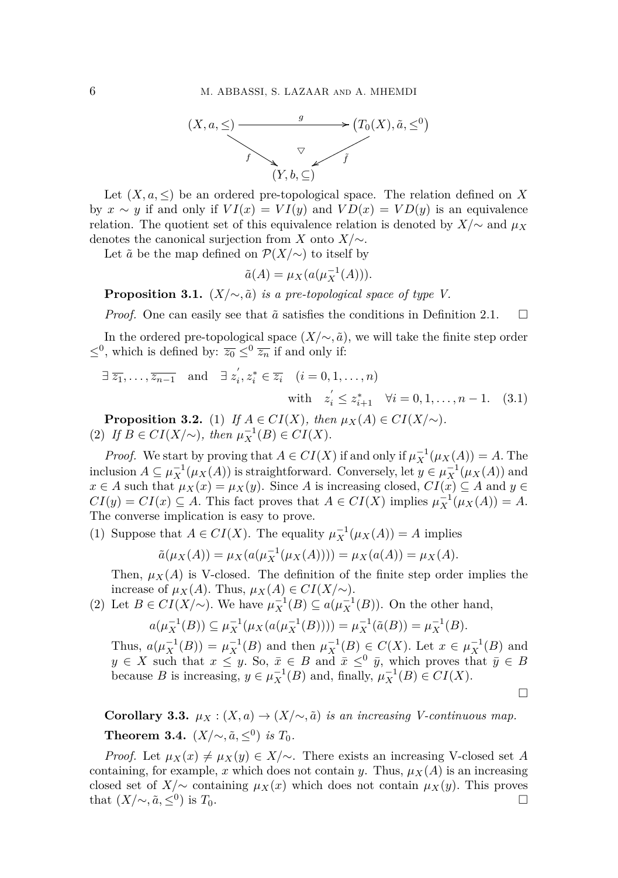$$\begin{array}{ccc} (X, a, \leq) & \xrightarrow{\quad g \quad} & \left(T_0(X), \tilde{a}, \leq^0\right) \\ & \searrow^{f} \quad \triangledown \quad \swarrow^{\tilde{f}} & \\ & (Y, b, \subseteq) & \end{array}$$

Let $(X, a, \leq)$ be an ordered pre-topological space. The relation defined on $X$ by $x \sim y$ if and only if $VI(x) = VI(y)$ and $VD(x) = VD(y)$ is an equivalence relation. The quotient set of this equivalence relation is denoted by $X/\sim$ and $\mu_X$ denotes the canonical surjection from $X$ onto $X/\sim$.

Let $\tilde{a}$ be the map defined on $\mathcal{P}(X/\sim)$ to itself by

$$\tilde{a}(A) = \mu_X(a(\mu_X^{-1}(A))).$$

**Proposition 3.1.** *$(X/\sim, \tilde{a})$ is a pre-topological space of type V.*

*Proof.* One can easily see that $\tilde{a}$ satisfies the conditions in Definition 2.1. $\square$

In the ordered pre-topological space $(X/\sim, \tilde{a})$, we will take the finite step order $\leq^0$, which is defined by: $\overline{z_0} \leq^0 \overline{z_n}$ if and only if:

$$\exists\ \overline{z_1}, \ldots, \overline{z_{n-1}} \quad \text{and} \quad \exists\ z_i^{'}, z_i^* \in \overline{z_i} \quad (i = 0, 1, \ldots, n)$$
$$\text{with} \quad z_i^{'} \leq z_{i+1}^* \quad \forall i = 0, 1, \ldots, n-1. \tag{3.1}$$

**Proposition 3.2.** (1) *If $A \in CI(X)$, then $\mu_X(A) \in CI(X/\sim)$.*
(2) *If $B \in CI(X/\sim)$, then $\mu_X^{-1}(B) \in CI(X)$.*

*Proof.* We start by proving that $A \in CI(X)$ if and only if $\mu_X^{-1}(\mu_X(A)) = A$. The inclusion $A \subseteq \mu_X^{-1}(\mu_X(A))$ is straightforward. Conversely, let $y \in \mu_X^{-1}(\mu_X(A))$ and $x \in A$ such that $\mu_X(x) = \mu_X(y)$. Since $A$ is increasing closed, $CI(x) \subseteq A$ and $y \in CI(y) = CI(x) \subseteq A$. This fact proves that $A \in CI(X)$ implies $\mu_X^{-1}(\mu_X(A)) = A$. The converse implication is easy to prove.

(1) Suppose that $A \in CI(X)$. The equality $\mu_X^{-1}(\mu_X(A)) = A$ implies

$$\tilde{a}(\mu_X(A)) = \mu_X(a(\mu_X^{-1}(\mu_X(A)))) = \mu_X(a(A)) = \mu_X(A).$$

Then, $\mu_X(A)$ is V-closed. The definition of the finite step order implies the increase of $\mu_X(A)$. Thus, $\mu_X(A) \in CI(X/\sim)$.

(2) Let $B \in CI(X/\sim)$. We have $\mu_X^{-1}(B) \subseteq a(\mu_X^{-1}(B))$. On the other hand,

$$a(\mu_X^{-1}(B)) \subseteq \mu_X^{-1}(\mu_X(a(\mu_X^{-1}(B)))) = \mu_X^{-1}(\tilde{a}(B)) = \mu_X^{-1}(B).$$

Thus, $a(\mu_X^{-1}(B)) = \mu_X^{-1}(B)$ and then $\mu_X^{-1}(B) \in C(X)$. Let $x \in \mu_X^{-1}(B)$ and $y \in X$ such that $x \leq y$. So, $\bar{x} \in B$ and $\bar{x} \leq^0 \bar{y}$, which proves that $\bar{y} \in B$ because $B$ is increasing, $y \in \mu_X^{-1}(B)$ and, finally, $\mu_X^{-1}(B) \in CI(X)$.

$\square$

**Corollary 3.3.** *$\mu_X : (X, a) \to (X/\sim, \tilde{a})$ is an increasing V-continuous map.*

**Theorem 3.4.** *$(X/\sim, \tilde{a}, \leq^0)$ is $T_0$.*

*Proof.* Let $\mu_X(x) \neq \mu_X(y) \in X/\sim$. There exists an increasing V-closed set $A$ containing, for example, $x$ which does not contain $y$. Thus, $\mu_X(A)$ is an increasing closed set of $X/\sim$ containing $\mu_X(x)$ which does not contain $\mu_X(y)$. This proves that $(X/\sim, \tilde{a}, \leq^0)$ is $T_0$. $\square$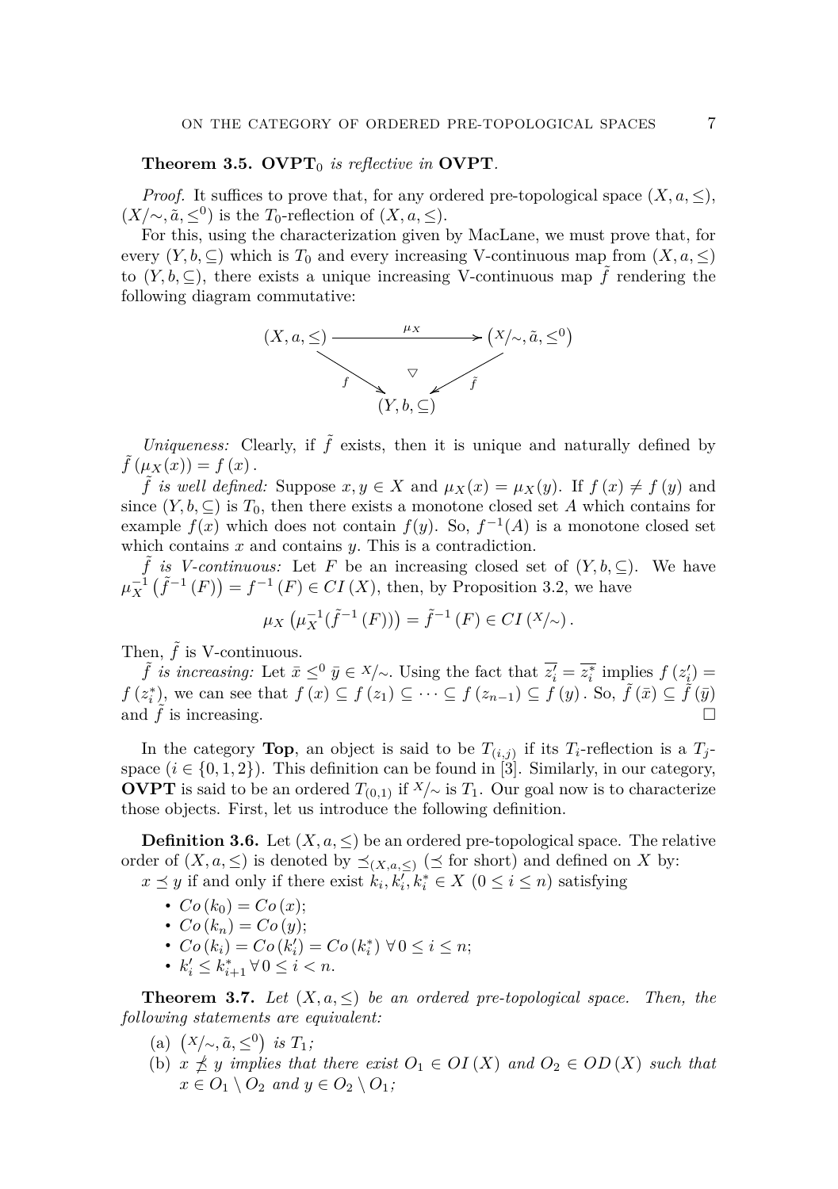**Theorem 3.5.** $\mathbf{OVPT}_0$ *is reflective in* $\mathbf{OVPT}$.

*Proof.* It suffices to prove that, for any ordered pre-topological space $(X, a, \leq)$, $(X/\!\sim, \tilde{a}, \leq^0)$ is the $T_0$-reflection of $(X, a, \leq)$.

For this, using the characterization given by MacLane, we must prove that, for every $(Y, b, \subseteq)$ which is $T_0$ and every increasing V-continuous map from $(X, a, \leq)$ to $(Y, b, \subseteq)$, there exists a unique increasing V-continuous map $\tilde{f}$ rendering the following diagram commutative:

$$\begin{array}{ccc} (X, a, \leq) & \xrightarrow{\mu_X} & \left(X/\!\sim, \tilde{a}, \leq^0\right) \\ & {\scriptstyle f}\searrow \quad \triangledown \quad \swarrow{\scriptstyle \tilde{f}} & \\ & (Y, b, \subseteq) & \end{array}$$

*Uniqueness:* Clearly, if $\tilde{f}$ exists, then it is unique and naturally defined by $\tilde{f}\left(\mu_X(x)\right) = f\left(x\right)$.

$\tilde{f}$ *is well defined:* Suppose $x, y \in X$ and $\mu_X(x) = \mu_X(y)$. If $f\left(x\right) \neq f\left(y\right)$ and since $(Y, b, \subseteq)$ is $T_0$, then there exists a monotone closed set $A$ which contains for example $f(x)$ which does not contain $f(y)$. So, $f^{-1}(A)$ is a monotone closed set which contains $x$ and contains $y$. This is a contradiction.

$\tilde{f}$ *is V-continuous:* Let $F$ be an increasing closed set of $(Y, b, \subseteq)$. We have $\mu_X^{-1}\left(\tilde{f}^{-1}\left(F\right)\right) = f^{-1}\left(F\right) \in CI\left(X\right)$, then, by Proposition 3.2, we have

$$\mu_X\left(\mu_X^{-1}(\tilde{f}^{-1}\left(F\right))\right) = \tilde{f}^{-1}\left(F\right) \in CI\left(X/\!\sim\right).$$

Then, $\tilde{f}$ is V-continuous.

$\tilde{f}$ *is increasing:* Let $\bar{x} \leq^0 \bar{y} \in X/\!\sim$. Using the fact that $\overline{z_i'} = \overline{z_i^*}$ implies $f\left(z_i'\right) = f\left(z_i^*\right)$, we can see that $f\left(x\right) \subseteq f\left(z_1\right) \subseteq \cdots \subseteq f\left(z_{n-1}\right) \subseteq f\left(y\right)$. So, $\tilde{f}\left(\bar{x}\right) \subseteq \tilde{f}\left(\bar{y}\right)$ and $\tilde{f}$ is increasing. □

In the category **Top**, an object is said to be $T_{(i,j)}$ if its $T_i$-reflection is a $T_j$-space ($i \in \{0, 1, 2\}$). This definition can be found in [3]. Similarly, in our category, **OVPT** is said to be an ordered $T_{(0,1)}$ if $X/\!\sim$ is $T_1$. Our goal now is to characterize those objects. First, let us introduce the following definition.

**Definition 3.6.** Let $(X, a, \leq)$ be an ordered pre-topological space. The relative order of $(X, a, \leq)$ is denoted by $\preceq_{(X,a,\leq)}$ ($\preceq$ for short) and defined on $X$ by:

$x \preceq y$ if and only if there exist $k_i, k_i', k_i^* \in X$ $(0 \leq i \leq n)$ satisfying

- $Co\left(k_0\right) = Co\left(x\right)$;
- $Co\left(k_n\right) = Co\left(y\right)$;
- $Co\left(k_i\right) = Co\left(k_i'\right) = Co\left(k_i^*\right)\ \forall\, 0 \leq i \leq n$;
- $k_i' \leq k_{i+1}^*\ \forall\, 0 \leq i < n$.

**Theorem 3.7.** *Let* $(X, a, \leq)$ *be an ordered pre-topological space. Then, the following statements are equivalent:*

(a) $\left(X/\!\sim, \tilde{a}, \leq^0\right)$ *is* $T_1$*;*

(b) $x \npreceq y$ *implies that there exist* $O_1 \in OI\left(X\right)$ *and* $O_2 \in OD\left(X\right)$ *such that* $x \in O_1 \setminus O_2$ *and* $y \in O_2 \setminus O_1$*;*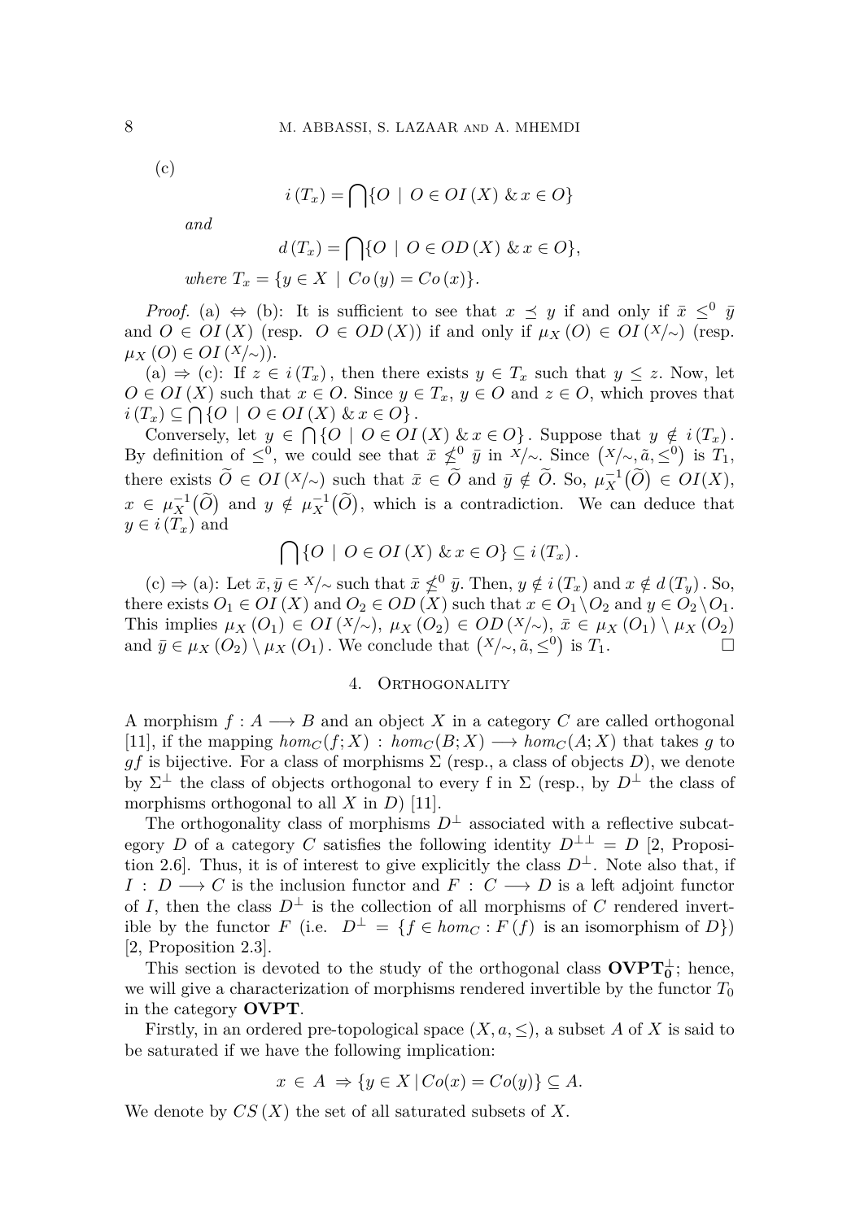(c)

$$i\left(T_x\right) = \bigcap\{O \mid O \in OI\left(X\right) \;\&\; x \in O\}$$

*and*

$$d\left(T_x\right) = \bigcap\{O \mid O \in OD\left(X\right) \;\&\; x \in O\},$$

*where* $T_x = \{y \in X \mid Co\left(y\right) = Co\left(x\right)\}$.

*Proof.* (a) $\Leftrightarrow$ (b): It is sufficient to see that $x \preceq y$ if and only if $\bar{x} \leq^0 \bar{y}$ and $O \in OI\left(X\right)$ (resp. $O \in OD\left(X\right)$) if and only if $\mu_X\left(O\right) \in OI\left({}^X\!/\!\sim\right)$ (resp. $\mu_X\left(O\right) \in OI\left({}^X\!/\!\sim\right)$).

(a) $\Rightarrow$ (c): If $z \in i\left(T_x\right)$, then there exists $y \in T_x$ such that $y \leq z$. Now, let $O \in OI\left(X\right)$ such that $x \in O$. Since $y \in T_x$, $y \in O$ and $z \in O$, which proves that $i\left(T_x\right) \subseteq \bigcap\{O \mid O \in OI\left(X\right) \;\&\; x \in O\}$.

Conversely, let $y \in \bigcap\{O \mid O \in OI\left(X\right) \;\&\; x \in O\}$. Suppose that $y \notin i\left(T_x\right)$. By definition of $\leq^0$, we could see that $\bar{x} \not\leq^0 \bar{y}$ in ${}^X\!/\!\sim$. Since $\left({}^X\!/\!\sim, \tilde{a}, \leq^0\right)$ is $T_1$, there exists $\widetilde{O} \in OI\left({}^X\!/\!\sim\right)$ such that $\bar{x} \in \widetilde{O}$ and $\bar{y} \notin \widetilde{O}$. So, $\mu_X^{-1}\big(\widetilde{O}\big) \in OI(X)$, $x \in \mu_X^{-1}\big(\widetilde{O}\big)$ and $y \notin \mu_X^{-1}\big(\widetilde{O}\big)$, which is a contradiction. We can deduce that $y \in i\left(T_x\right)$ and

$$\bigcap\{O \mid O \in OI\left(X\right) \;\&\; x \in O\} \subseteq i\left(T_x\right).$$

(c) $\Rightarrow$ (a): Let $\bar{x}, \bar{y} \in {}^X\!/\!\sim$ such that $\bar{x} \not\leq^0 \bar{y}$. Then, $y \notin i\left(T_x\right)$ and $x \notin d\left(T_y\right)$. So, there exists $O_1 \in OI\left(X\right)$ and $O_2 \in OD\left(X\right)$ such that $x \in O_1 \setminus O_2$ and $y \in O_2 \setminus O_1$. This implies $\mu_X\left(O_1\right) \in OI\left({}^X\!/\!\sim\right)$, $\mu_X\left(O_2\right) \in OD\left({}^X\!/\!\sim\right)$, $\bar{x} \in \mu_X\left(O_1\right) \setminus \mu_X\left(O_2\right)$ and $\bar{y} \in \mu_X\left(O_2\right) \setminus \mu_X\left(O_1\right)$. We conclude that $\left({}^X\!/\!\sim, \tilde{a}, \leq^0\right)$ is $T_1$. □

## 4. Orthogonality

A morphism $f : A \longrightarrow B$ and an object $X$ in a category $C$ are called orthogonal [11], if the mapping $hom_C(f; X) : hom_C(B; X) \longrightarrow hom_C(A; X)$ that takes $g$ to $gf$ is bijective. For a class of morphisms $\Sigma$ (resp., a class of objects $D$), we denote by $\Sigma^{\perp}$ the class of objects orthogonal to every f in $\Sigma$ (resp., by $D^{\perp}$ the class of morphisms orthogonal to all $X$ in $D$) [11].

The orthogonality class of morphisms $D^{\perp}$ associated with a reflective subcategory $D$ of a category $C$ satisfies the following identity $D^{\perp\perp} = D$ [2, Proposition 2.6]. Thus, it is of interest to give explicitly the class $D^{\perp}$. Note also that, if $I : D \longrightarrow C$ is the inclusion functor and $F : C \longrightarrow D$ is a left adjoint functor of $I$, then the class $D^{\perp}$ is the collection of all morphisms of $C$ rendered invertible by the functor $F$ (i.e. $D^{\perp} = \{f \in hom_C : F\left(f\right) \text{ is an isomorphism of } D\}$) [2, Proposition 2.3].

This section is devoted to the study of the orthogonal class $\mathbf{OVPT_0^{\perp}}$; hence, we will give a characterization of morphisms rendered invertible by the functor $T_0$ in the category **OVPT**.

Firstly, in an ordered pre-topological space $(X, a, \leq)$, a subset $A$ of $X$ is said to be saturated if we have the following implication:

$$x \in A \;\Rightarrow \{y \in X \,|\, Co(x) = Co(y)\} \subseteq A.$$

We denote by $CS\left(X\right)$ the set of all saturated subsets of $X$.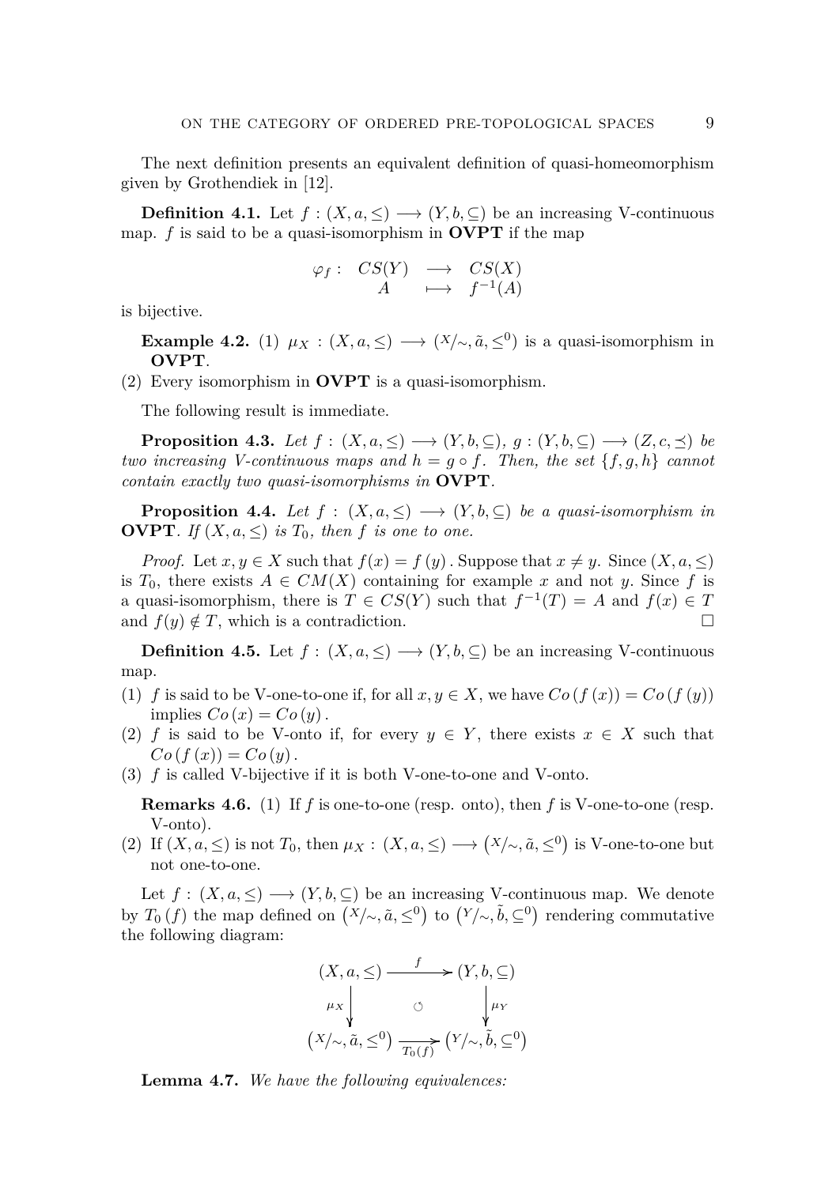The next definition presents an equivalent definition of quasi-homeomorphism given by Grothendiek in [12].

**Definition 4.1.** Let $f : (X, a, \leq) \longrightarrow (Y, b, \subseteq)$ be an increasing V-continuous map. $f$ is said to be a quasi-isomorphism in **OVPT** if the map

$$\begin{array}{rccc} \varphi_f : & CS(Y) & \longrightarrow & CS(X) \\ & A & \longmapsto & f^{-1}(A) \end{array}$$

is bijective.

**Example 4.2.** (1) $\mu_X : (X, a, \leq) \longrightarrow (X/\sim, \tilde{a}, \leq^0)$ is a quasi-isomorphism in **OVPT**.

(2) Every isomorphism in **OVPT** is a quasi-isomorphism.

The following result is immediate.

**Proposition 4.3.** *Let $f : (X, a, \leq) \longrightarrow (Y, b, \subseteq)$, $g : (Y, b, \subseteq) \longrightarrow (Z, c, \preceq)$ be two increasing V-continuous maps and $h = g \circ f$. Then, the set $\{f, g, h\}$ cannot contain exactly two quasi-isomorphisms in* **OVPT**.

**Proposition 4.4.** *Let $f : (X, a, \leq) \longrightarrow (Y, b, \subseteq)$ be a quasi-isomorphism in* **OVPT**. *If $(X, a, \leq)$ is $T_0$, then $f$ is one to one.*

*Proof.* Let $x, y \in X$ such that $f(x) = f(y)$. Suppose that $x \neq y$. Since $(X, a, \leq)$ is $T_0$, there exists $A \in CM(X)$ containing for example $x$ and not $y$. Since $f$ is a quasi-isomorphism, there is $T \in CS(Y)$ such that $f^{-1}(T) = A$ and $f(x) \in T$ and $f(y) \notin T$, which is a contradiction. □

**Definition 4.5.** Let $f : (X, a, \leq) \longrightarrow (Y, b, \subseteq)$ be an increasing V-continuous map.

(1) $f$ is said to be V-one-to-one if, for all $x, y \in X$, we have $Co(f(x)) = Co(f(y))$ implies $Co(x) = Co(y)$.
(2) $f$ is said to be V-onto if, for every $y \in Y$, there exists $x \in X$ such that $Co(f(x)) = Co(y)$.
(3) $f$ is called V-bijective if it is both V-one-to-one and V-onto.

**Remarks 4.6.** (1) If $f$ is one-to-one (resp. onto), then $f$ is V-one-to-one (resp. V-onto).

(2) If $(X, a, \leq)$ is not $T_0$, then $\mu_X : (X, a, \leq) \longrightarrow (X/\sim, \tilde{a}, \leq^0)$ is V-one-to-one but not one-to-one.

Let $f : (X, a, \leq) \longrightarrow (Y, b, \subseteq)$ be an increasing V-continuous map. We denote by $T_0(f)$ the map defined on $(X/\sim, \tilde{a}, \leq^0)$ to $(Y/\sim, \tilde{b}, \subseteq^0)$ rendering commutative the following diagram:

$$\begin{array}{ccc} (X, a, \leq) & \xrightarrow{\quad f \quad} & (Y, b, \subseteq) \\ \mu_X \big\downarrow & \circlearrowleft & \big\downarrow \mu_Y \\ (X/\sim, \tilde{a}, \leq^0) & \xrightarrow[T_0(f)]{} & (Y/\sim, \tilde{b}, \subseteq^0) \end{array}$$

**Lemma 4.7.** *We have the following equivalences:*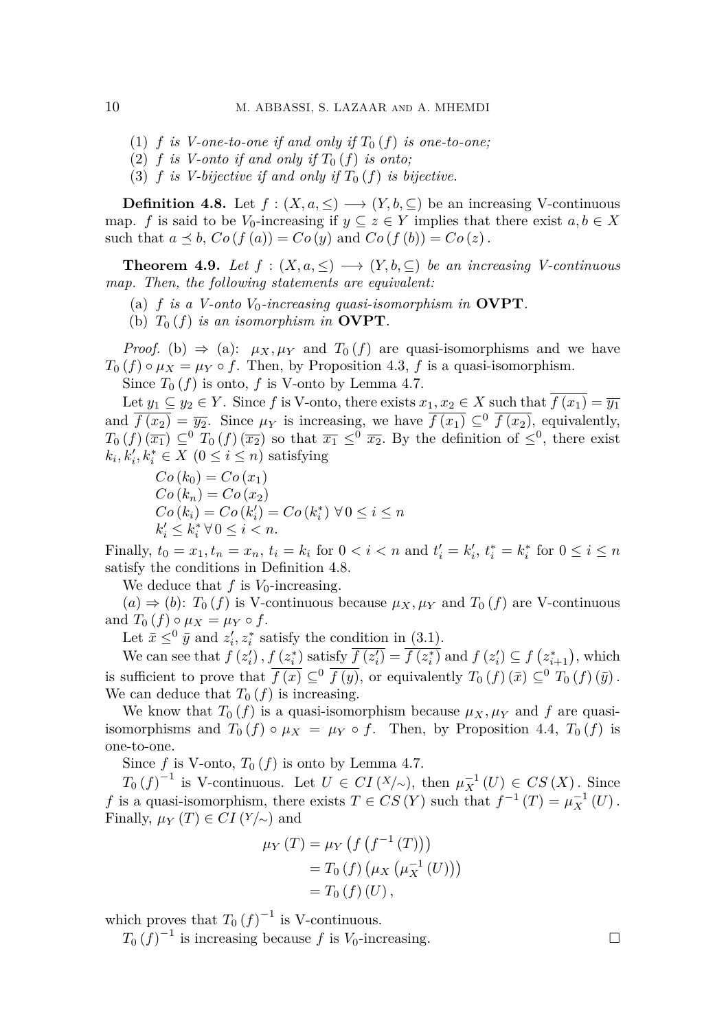(1) *$f$ is V-one-to-one if and only if $T_0(f)$ is one-to-one;*
(2) *$f$ is V-onto if and only if $T_0(f)$ is onto;*
(3) *$f$ is V-bijective if and only if $T_0(f)$ is bijective.*

**Definition 4.8.** Let $f:(X,a,\leq)\longrightarrow(Y,b,\subseteq)$ be an increasing V-continuous map. $f$ is said to be $V_0$-increasing if $y\subseteq z\in Y$ implies that there exist $a,b\in X$ such that $a\preceq b$, $Co(f(a))=Co(y)$ and $Co(f(b))=Co(z)$.

**Theorem 4.9.** *Let $f:(X,a,\leq)\longrightarrow(Y,b,\subseteq)$ be an increasing V-continuous map. Then, the following statements are equivalent:*

(a) *$f$ is a V-onto $V_0$-increasing quasi-isomorphism in* **OVPT**.
(b) *$T_0(f)$ is an isomorphism in* **OVPT**.

*Proof.* (b) $\Rightarrow$ (a): $\mu_X,\mu_Y$ and $T_0(f)$ are quasi-isomorphisms and we have $T_0(f)\circ\mu_X=\mu_Y\circ f$. Then, by Proposition 4.3, $f$ is a quasi-isomorphism.

Since $T_0(f)$ is onto, $f$ is V-onto by Lemma 4.7.

Let $y_1\subseteq y_2\in Y$. Since $f$ is V-onto, there exists $x_1,x_2\in X$ such that $\overline{f(x_1)}=\overline{y_1}$ and $\overline{f(x_2)}=\overline{y_2}$. Since $\mu_Y$ is increasing, we have $\overline{f(x_1)}\subseteq^0\overline{f(x_2)}$, equivalently, $T_0(f)(\overline{x_1})\subseteq^0 T_0(f)(\overline{x_2})$ so that $\overline{x_1}\leq^0\overline{x_2}$. By the definition of $\leq^0$, there exist $k_i,k_i',k_i^*\in X$ $(0\leq i\leq n)$ satisfying

$$\begin{aligned}
&Co(k_0)=Co(x_1)\\
&Co(k_n)=Co(x_2)\\
&Co(k_i)=Co(k_i')=Co(k_i^*)\ \forall\, 0\leq i\leq n\\
&k_i'\leq k_i^*\ \forall\, 0\leq i<n.
\end{aligned}$$

Finally, $t_0=x_1,t_n=x_n$, $t_i=k_i$ for $0<i<n$ and $t_i'=k_i'$, $t_i^*=k_i^*$ for $0\leq i\leq n$ satisfy the conditions in Definition 4.8.

We deduce that $f$ is $V_0$-increasing.

$(a)\Rightarrow(b)$: $T_0(f)$ is V-continuous because $\mu_X,\mu_Y$ and $T_0(f)$ are V-continuous and $T_0(f)\circ\mu_X=\mu_Y\circ f$.

Let $\bar{x}\leq^0\bar{y}$ and $z_i',z_i^*$ satisfy the condition in (3.1).

We can see that $f(z_i'),f(z_i^*)$ satisfy $\overline{f(z_i')}=\overline{f(z_i^*)}$ and $f(z_i')\subseteq f\left(z_{i+1}^*\right)$, which is sufficient to prove that $\overline{f(x)}\subseteq^0\overline{f(y)}$, or equivalently $T_0(f)(\bar{x})\subseteq^0 T_0(f)(\bar{y})$. We can deduce that $T_0(f)$ is increasing.

We know that $T_0(f)$ is a quasi-isomorphism because $\mu_X,\mu_Y$ and $f$ are quasi-isomorphisms and $T_0(f)\circ\mu_X=\mu_Y\circ f$. Then, by Proposition 4.4, $T_0(f)$ is one-to-one.

Since $f$ is V-onto, $T_0(f)$ is onto by Lemma 4.7.

$T_0(f)^{-1}$ is V-continuous. Let $U\in CI\left(X/\sim\right)$, then $\mu_X^{-1}(U)\in CS(X)$. Since $f$ is a quasi-isomorphism, there exists $T\in CS(Y)$ such that $f^{-1}(T)=\mu_X^{-1}(U)$. Finally, $\mu_Y(T)\in CI\left(Y/\sim\right)$ and

$$\begin{aligned}
\mu_Y(T)&=\mu_Y\left(f\left(f^{-1}(T)\right)\right)\\
&=T_0(f)\left(\mu_X\left(\mu_X^{-1}(U)\right)\right)\\
&=T_0(f)(U),
\end{aligned}$$

which proves that $T_0(f)^{-1}$ is V-continuous.

$T_0(f)^{-1}$ is increasing because $f$ is $V_0$-increasing. $\square$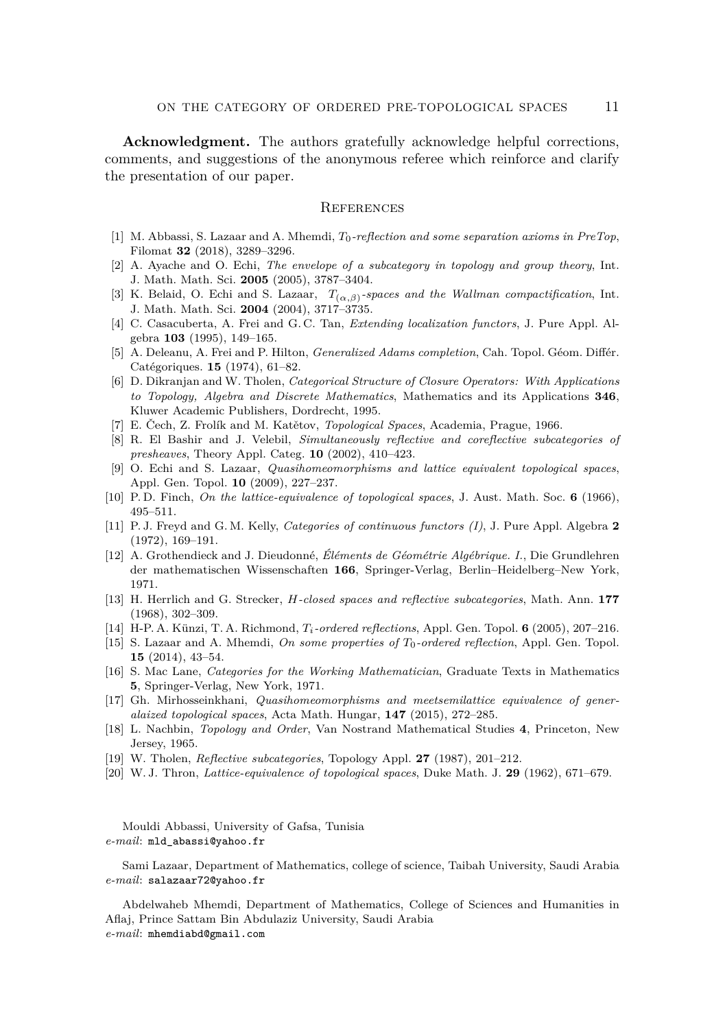**Acknowledgment.** The authors gratefully acknowledge helpful corrections, comments, and suggestions of the anonymous referee which reinforce and clarify the presentation of our paper.

## References

[1] M. Abbassi, S. Lazaar and A. Mhemdi, *$T_0$-reflection and some separation axioms in PreTop*, Filomat **32** (2018), 3289–3296.

[2] A. Ayache and O. Echi, *The envelope of a subcategory in topology and group theory*, Int. J. Math. Math. Sci. **2005** (2005), 3787–3404.

[3] K. Belaid, O. Echi and S. Lazaar, *$T_{(\alpha,\beta)}$-spaces and the Wallman compactification*, Int. J. Math. Math. Sci. **2004** (2004), 3717–3735.

[4] C. Casacuberta, A. Frei and G. C. Tan, *Extending localization functors*, J. Pure Appl. Algebra **103** (1995), 149–165.

[5] A. Deleanu, A. Frei and P. Hilton, *Generalized Adams completion*, Cah. Topol. Géom. Différ. Catégoriques. **15** (1974), 61–82.

[6] D. Dikranjan and W. Tholen, *Categorical Structure of Closure Operators: With Applications to Topology, Algebra and Discrete Mathematics*, Mathematics and its Applications **346**, Kluwer Academic Publishers, Dordrecht, 1995.

[7] E. Čech, Z. Frolík and M. Katětov, *Topological Spaces*, Academia, Prague, 1966.

[8] R. El Bashir and J. Velebil, *Simultaneously reflective and coreflective subcategories of presheaves*, Theory Appl. Categ. **10** (2002), 410–423.

[9] O. Echi and S. Lazaar, *Quasihomeomorphisms and lattice equivalent topological spaces*, Appl. Gen. Topol. **10** (2009), 227–237.

[10] P. D. Finch, *On the lattice-equivalence of topological spaces*, J. Aust. Math. Soc. **6** (1966), 495–511.

[11] P. J. Freyd and G. M. Kelly, *Categories of continuous functors (I)*, J. Pure Appl. Algebra **2** (1972), 169–191.

[12] A. Grothendieck and J. Dieudonné, *Éléments de Géométrie Algébrique. I.*, Die Grundlehren der mathematischen Wissenschaften **166**, Springer-Verlag, Berlin–Heidelberg–New York, 1971.

[13] H. Herrlich and G. Strecker, *$H$-closed spaces and reflective subcategories*, Math. Ann. **177** (1968), 302–309.

[14] H-P. A. Künzi, T. A. Richmond, *$T_i$-ordered reflections*, Appl. Gen. Topol. **6** (2005), 207–216.

[15] S. Lazaar and A. Mhemdi, *On some properties of $T_0$-ordered reflection*, Appl. Gen. Topol. **15** (2014), 43–54.

[16] S. Mac Lane, *Categories for the Working Mathematician*, Graduate Texts in Mathematics **5**, Springer-Verlag, New York, 1971.

[17] Gh. Mirhosseinkhani, *Quasihomeomorphisms and meetsemilattice equivalence of generalaized topological spaces*, Acta Math. Hungar, **147** (2015), 272–285.

[18] L. Nachbin, *Topology and Order*, Van Nostrand Mathematical Studies **4**, Princeton, New Jersey, 1965.

[19] W. Tholen, *Reflective subcategories*, Topology Appl. **27** (1987), 201–212.

[20] W. J. Thron, *Lattice-equivalence of topological spaces*, Duke Math. J. **29** (1962), 671–679.

Mouldi Abbassi, University of Gafsa, Tunisia
*e-mail*: mld_abassi@yahoo.fr

Sami Lazaar, Department of Mathematics, college of science, Taibah University, Saudi Arabia
*e-mail*: salazaar72@yahoo.fr

Abdelwaheb Mhemdi, Department of Mathematics, College of Sciences and Humanities in Aflaj, Prince Sattam Bin Abdulaziz University, Saudi Arabia
*e-mail*: mhemdiabd@gmail.com